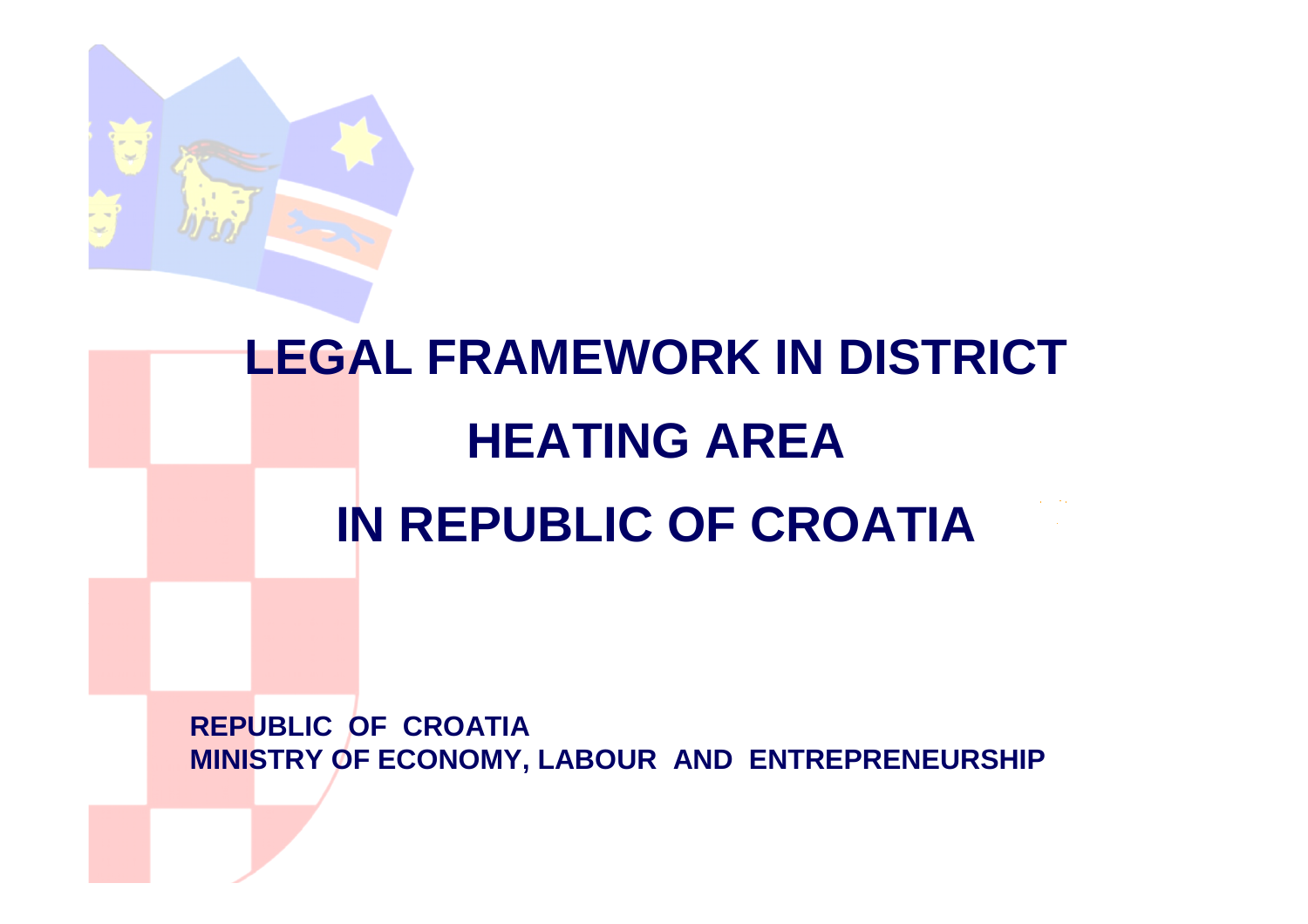# LEGAL FRAMEWORK IN DISTRICT HEATING AREA IN REPUBLIC OF CROATIA

**REPUBLIC OF CROATIA**
**MINISTRY OF ECONOMY, LABOUR AND ENTREPRENEURSHIP**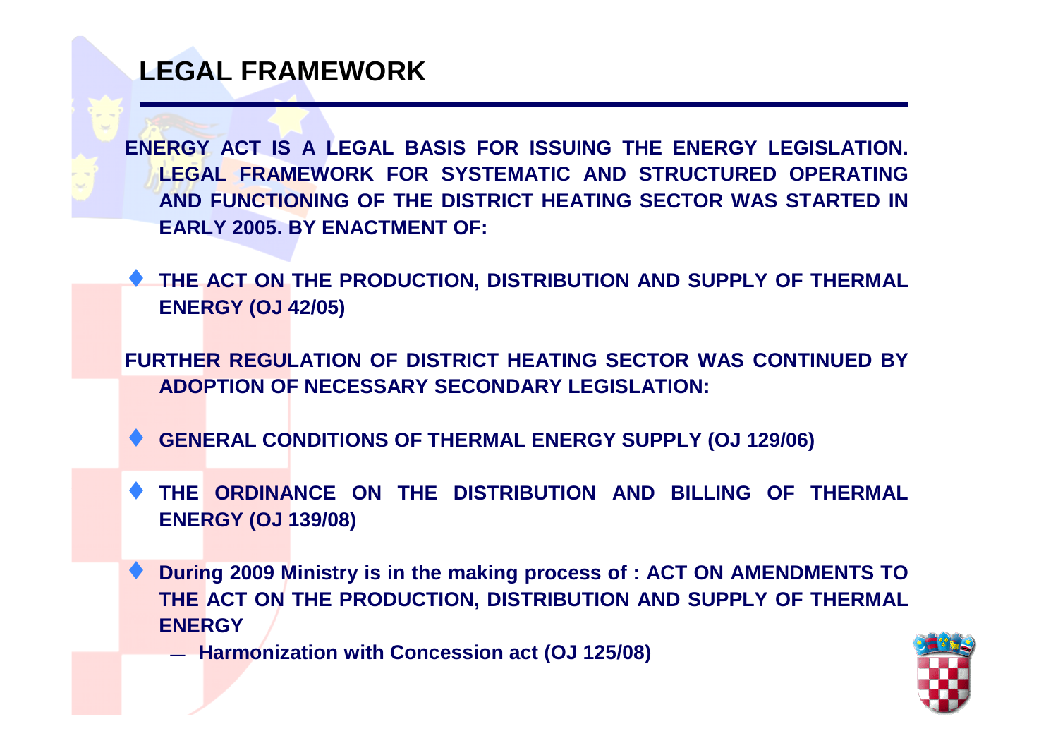## LEGAL FRAMEWORK

ENERGY ACT IS A LEGAL BASIS FOR ISSUING THE ENERGY LEGISLATION. LEGAL FRAMEWORK FOR SYSTEMATIC AND STRUCTURED OPERATING AND FUNCTIONING OF THE DISTRICT HEATING SECTOR WAS STARTED IN EARLY 2005. BY ENACTMENT OF:

- THE ACT ON THE PRODUCTION, DISTRIBUTION AND SUPPLY OF THERMAL ENERGY (OJ 42/05)

FURTHER REGULATION OF DISTRICT HEATING SECTOR WAS CONTINUED BY ADOPTION OF NECESSARY SECONDARY LEGISLATION:

- GENERAL CONDITIONS OF THERMAL ENERGY SUPPLY (OJ 129/06)
- THE ORDINANCE ON THE DISTRIBUTION AND BILLING OF THERMAL ENERGY (OJ 139/08)
- During 2009 Ministry is in the making process of : ACT ON AMENDMENTS TO THE ACT ON THE PRODUCTION, DISTRIBUTION AND SUPPLY OF THERMAL ENERGY
  - Harmonization with Concession act (OJ 125/08)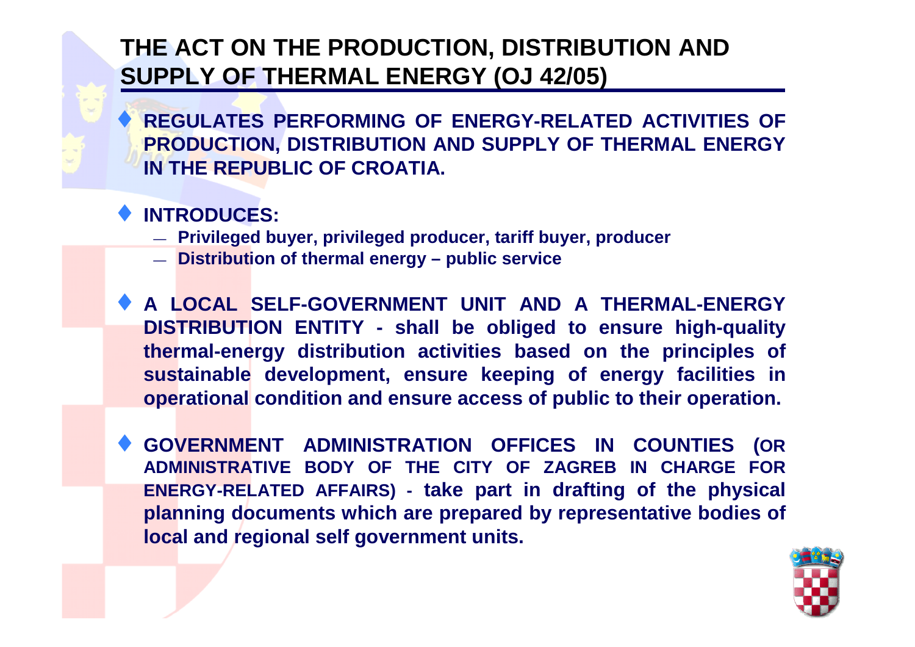## THE ACT ON THE PRODUCTION, DISTRIBUTION AND SUPPLY OF THERMAL ENERGY (OJ 42/05)

- **REGULATES PERFORMING OF ENERGY-RELATED ACTIVITIES OF PRODUCTION, DISTRIBUTION AND SUPPLY OF THERMAL ENERGY IN THE REPUBLIC OF CROATIA.**

- **INTRODUCES:**
  - **Privileged buyer, privileged producer, tariff buyer, producer**
  - **Distribution of thermal energy – public service**

- **A LOCAL SELF-GOVERNMENT UNIT AND A THERMAL-ENERGY DISTRIBUTION ENTITY - shall be obliged to ensure high-quality thermal-energy distribution activities based on the principles of sustainable development, ensure keeping of energy facilities in operational condition and ensure access of public to their operation.**

- **GOVERNMENT ADMINISTRATION OFFICES IN COUNTIES (OR ADMINISTRATIVE BODY OF THE CITY OF ZAGREB IN CHARGE FOR ENERGY-RELATED AFFAIRS) - take part in drafting of the physical planning documents which are prepared by representative bodies of local and regional self government units.**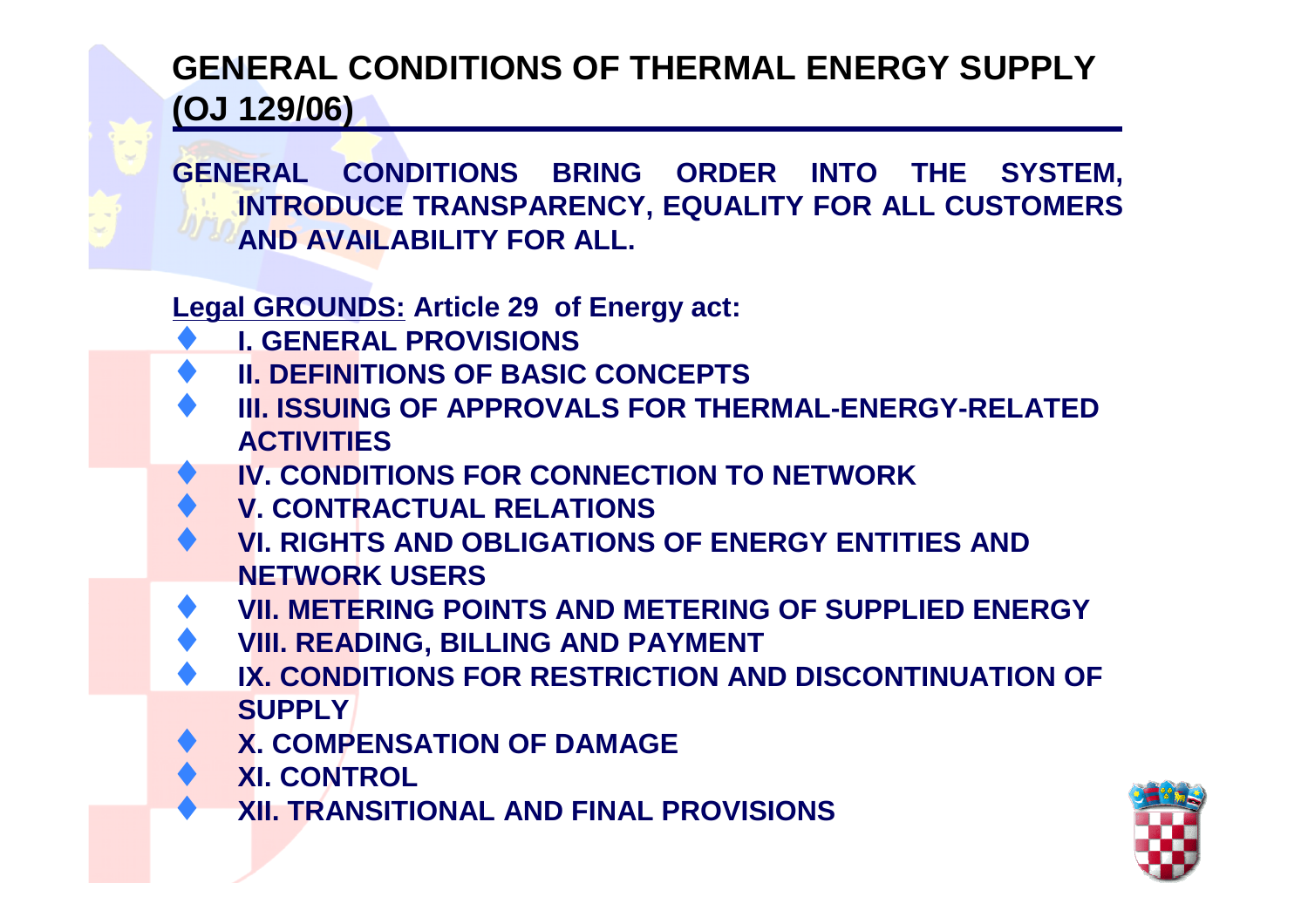# GENERAL CONDITIONS OF THERMAL ENERGY SUPPLY (OJ 129/06)

**GENERAL CONDITIONS BRING ORDER INTO THE SYSTEM, INTRODUCE TRANSPARENCY, EQUALITY FOR ALL CUSTOMERS AND AVAILABILITY FOR ALL.**

**Legal GROUNDS: Article 29 of Energy act:**

- **I. GENERAL PROVISIONS**
- **II. DEFINITIONS OF BASIC CONCEPTS**
- **III. ISSUING OF APPROVALS FOR THERMAL-ENERGY-RELATED ACTIVITIES**
- **IV. CONDITIONS FOR CONNECTION TO NETWORK**
- **V. CONTRACTUAL RELATIONS**
- **VI. RIGHTS AND OBLIGATIONS OF ENERGY ENTITIES AND NETWORK USERS**
- **VII. METERING POINTS AND METERING OF SUPPLIED ENERGY**
- **VIII. READING, BILLING AND PAYMENT**
- **IX. CONDITIONS FOR RESTRICTION AND DISCONTINUATION OF SUPPLY**
- **X. COMPENSATION OF DAMAGE**
- **XI. CONTROL**
- **XII. TRANSITIONAL AND FINAL PROVISIONS**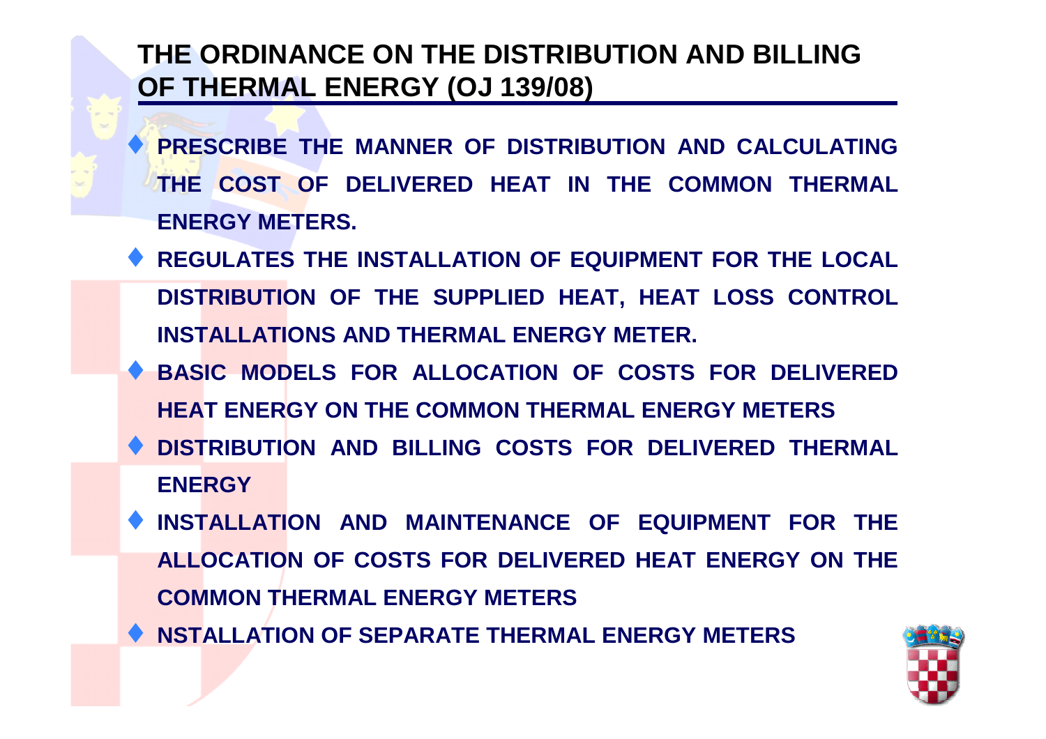## THE ORDINANCE ON THE DISTRIBUTION AND BILLING OF THERMAL ENERGY (OJ 139/08)

- PRESCRIBE THE MANNER OF DISTRIBUTION AND CALCULATING THE COST OF DELIVERED HEAT IN THE COMMON THERMAL ENERGY METERS.
- REGULATES THE INSTALLATION OF EQUIPMENT FOR THE LOCAL DISTRIBUTION OF THE SUPPLIED HEAT, HEAT LOSS CONTROL INSTALLATIONS AND THERMAL ENERGY METER.
- BASIC MODELS FOR ALLOCATION OF COSTS FOR DELIVERED HEAT ENERGY ON THE COMMON THERMAL ENERGY METERS
- DISTRIBUTION AND BILLING COSTS FOR DELIVERED THERMAL ENERGY
- INSTALLATION AND MAINTENANCE OF EQUIPMENT FOR THE ALLOCATION OF COSTS FOR DELIVERED HEAT ENERGY ON THE COMMON THERMAL ENERGY METERS
- NSTALLATION OF SEPARATE THERMAL ENERGY METERS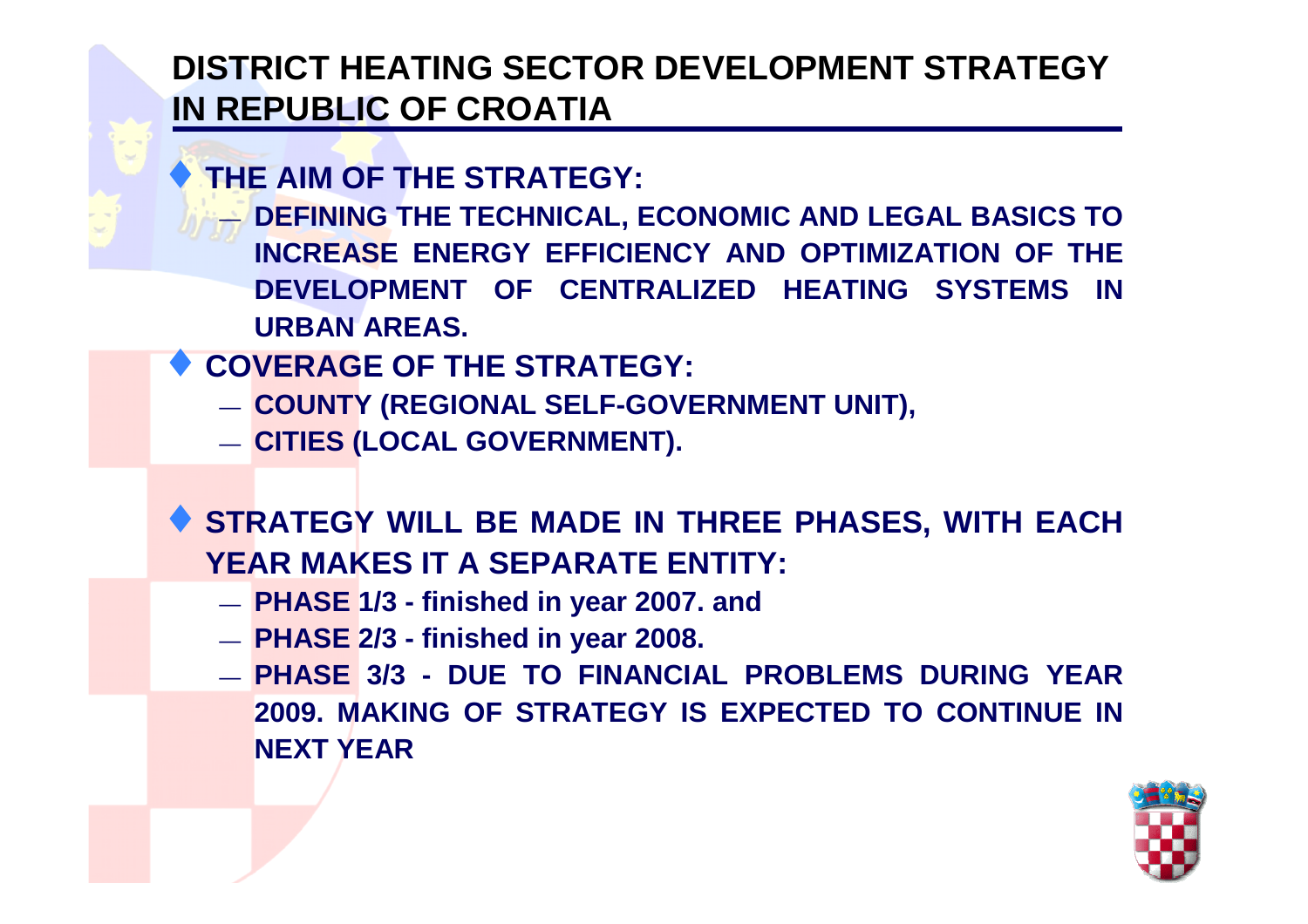# DISTRICT HEATING SECTOR DEVELOPMENT STRATEGY IN REPUBLIC OF CROATIA

- **THE AIM OF THE STRATEGY:**
  - **DEFINING THE TECHNICAL, ECONOMIC AND LEGAL BASICS TO INCREASE ENERGY EFFICIENCY AND OPTIMIZATION OF THE DEVELOPMENT OF CENTRALIZED HEATING SYSTEMS IN URBAN AREAS.**
- **COVERAGE OF THE STRATEGY:**
  - **COUNTY (REGIONAL SELF-GOVERNMENT UNIT),**
  - **CITIES (LOCAL GOVERNMENT).**
- **STRATEGY WILL BE MADE IN THREE PHASES, WITH EACH YEAR MAKES IT A SEPARATE ENTITY:**
  - **PHASE 1/3 - finished in year 2007. and**
  - **PHASE 2/3 - finished in year 2008.**
  - **PHASE 3/3 - DUE TO FINANCIAL PROBLEMS DURING YEAR 2009. MAKING OF STRATEGY IS EXPECTED TO CONTINUE IN NEXT YEAR**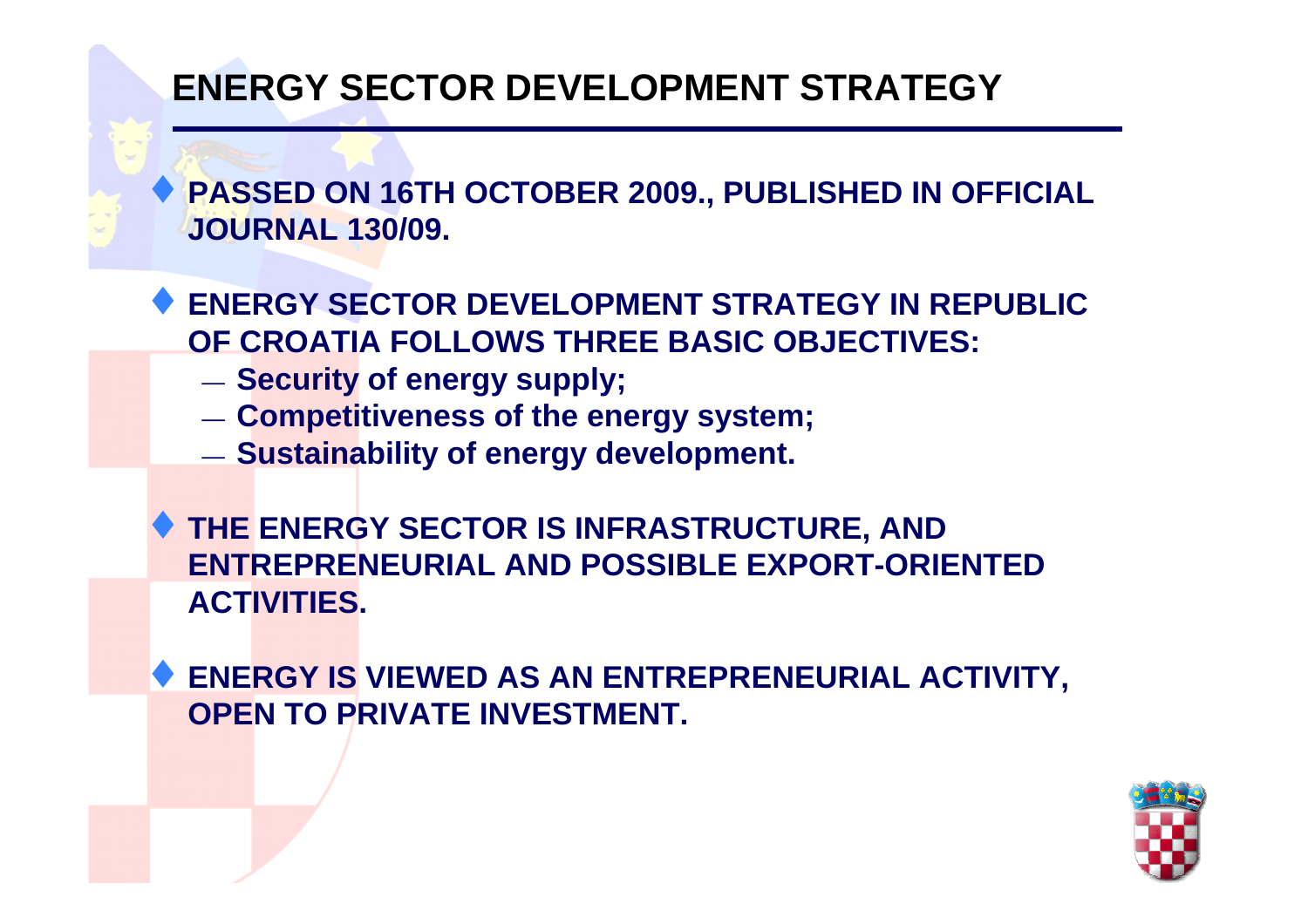# ENERGY SECTOR DEVELOPMENT STRATEGY

- **PASSED ON 16TH OCTOBER 2009., PUBLISHED IN OFFICIAL JOURNAL 130/09.**

- **ENERGY SECTOR DEVELOPMENT STRATEGY IN REPUBLIC OF CROATIA FOLLOWS THREE BASIC OBJECTIVES:**
  - **Security of energy supply;**
  - **Competitiveness of the energy system;**
  - **Sustainability of energy development.**

- **THE ENERGY SECTOR IS INFRASTRUCTURE, AND ENTREPRENEURIAL AND POSSIBLE EXPORT-ORIENTED ACTIVITIES.**

- **ENERGY IS VIEWED AS AN ENTREPRENEURIAL ACTIVITY, OPEN TO PRIVATE INVESTMENT.**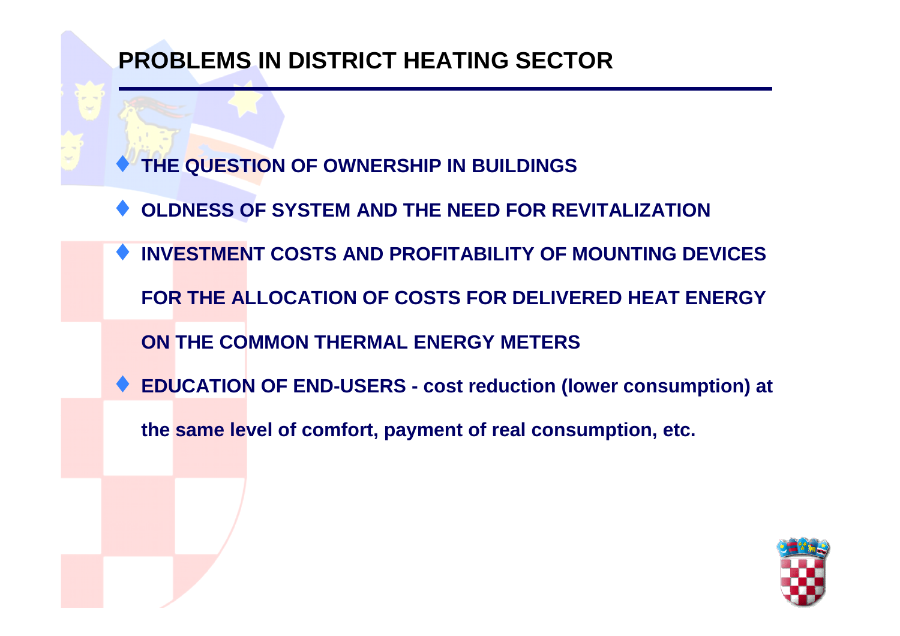## PROBLEMS IN DISTRICT HEATING SECTOR

- **THE QUESTION OF OWNERSHIP IN BUILDINGS**
- **OLDNESS OF SYSTEM AND THE NEED FOR REVITALIZATION**
- **INVESTMENT COSTS AND PROFITABILITY OF MOUNTING DEVICES FOR THE ALLOCATION OF COSTS FOR DELIVERED HEAT ENERGY ON THE COMMON THERMAL ENERGY METERS**
- **EDUCATION OF END-USERS - cost reduction (lower consumption) at the same level of comfort, payment of real consumption, etc.**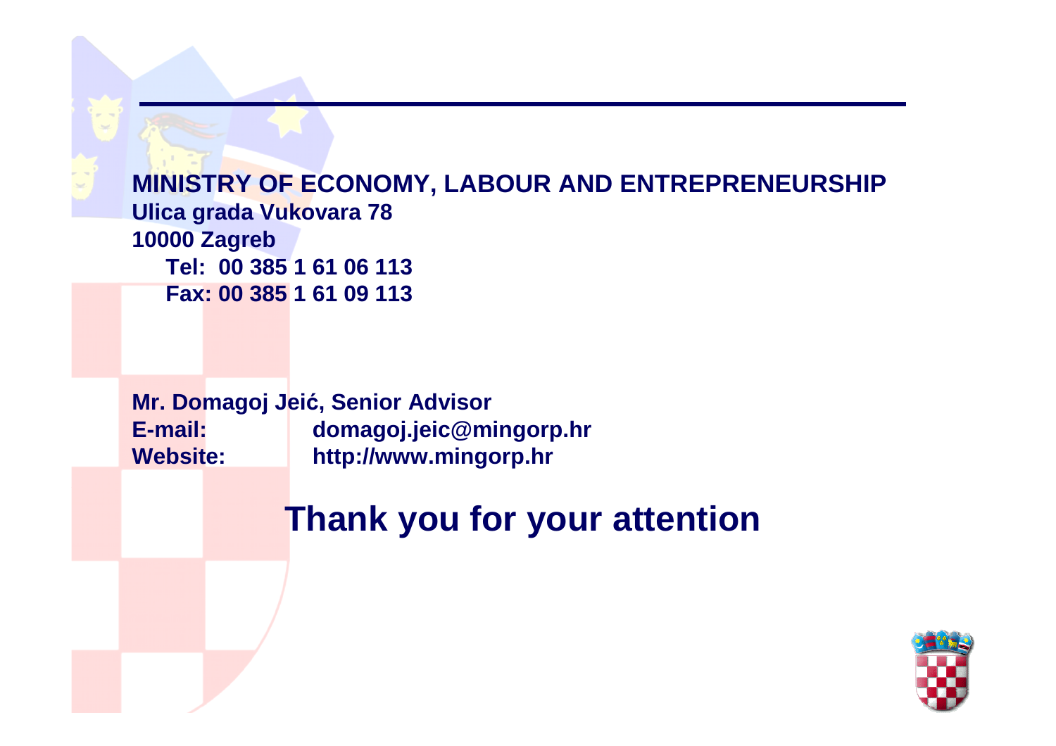**MINISTRY OF ECONOMY, LABOUR AND ENTREPRENEURSHIP**
**Ulica grada Vukovara 78**
**10000 Zagreb**
**Tel: 00 385 1 61 06 113**
**Fax: 00 385 1 61 09 113**

**Mr. Domagoj Jeić, Senior Advisor**
**E-mail:** **domagoj.jeic@mingorp.hr**
**Website:** **http://www.mingorp.hr**

# Thank you for your attention